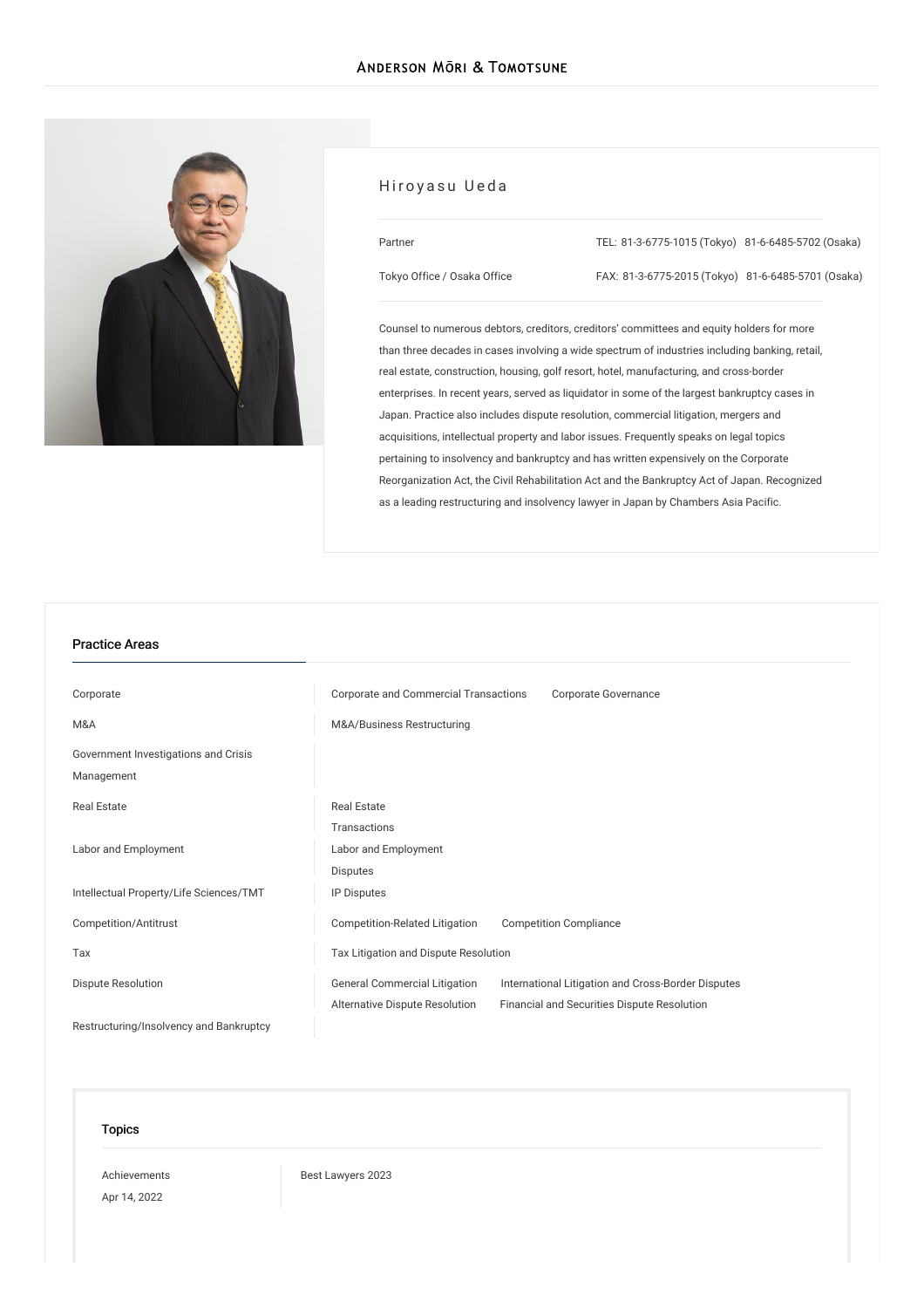# Hiroyasu Ueda

Partner

Tokyo Office / Osaka Office

TEL: 81-3-6775-1015 (Tokyo) 81-6-6485-5702 (Osaka)

FAX: 81-3-6775-2015 (Tokyo) 81-6-6485-5701 (Osaka)

Counsel to numerous debtors, creditors, creditors' committees and equity holders for more than three decades in cases involving a wide spectrum of industries including banking, retail, real estate, construction, housing, golf resort, hotel, manufacturing, and cross-border enterprises. In recent years, served as liquidator in some of the largest bankruptcy cases in Japan. Practice also includes dispute resolution, commercial litigation, mergers and acquisitions, intellectual property and labor issues. Frequently speaks on legal topics pertaining to insolvency and bankruptcy and has written expensively on the Corporate Reorganization Act, the Civil Rehabilitation Act and the Bankruptcy Act of Japan. Recognized as a leading restructuring and insolvency lawyer in Japan by Chambers Asia Pacific.

## Practice Areas

| | |
|---|---|
| Corporate | Corporate and Commercial Transactions, Corporate Governance |
| M&A | M&A/Business Restructuring |
| Government Investigations and Crisis Management | |
| Real Estate | Real Estate Transactions |
| Labor and Employment | Labor and Employment Disputes |
| Intellectual Property/Life Sciences/TMT | IP Disputes |
| Competition/Antitrust | Competition-Related Litigation, Competition Compliance |
| Tax | Tax Litigation and Dispute Resolution |
| Dispute Resolution | General Commercial Litigation, International Litigation and Cross-Border Disputes, Alternative Dispute Resolution, Financial and Securities Dispute Resolution |
| Restructuring/Insolvency and Bankruptcy | |

## Topics

| | |
|---|---|
| Achievements<br>Apr 14, 2022 | Best Lawyers 2023 |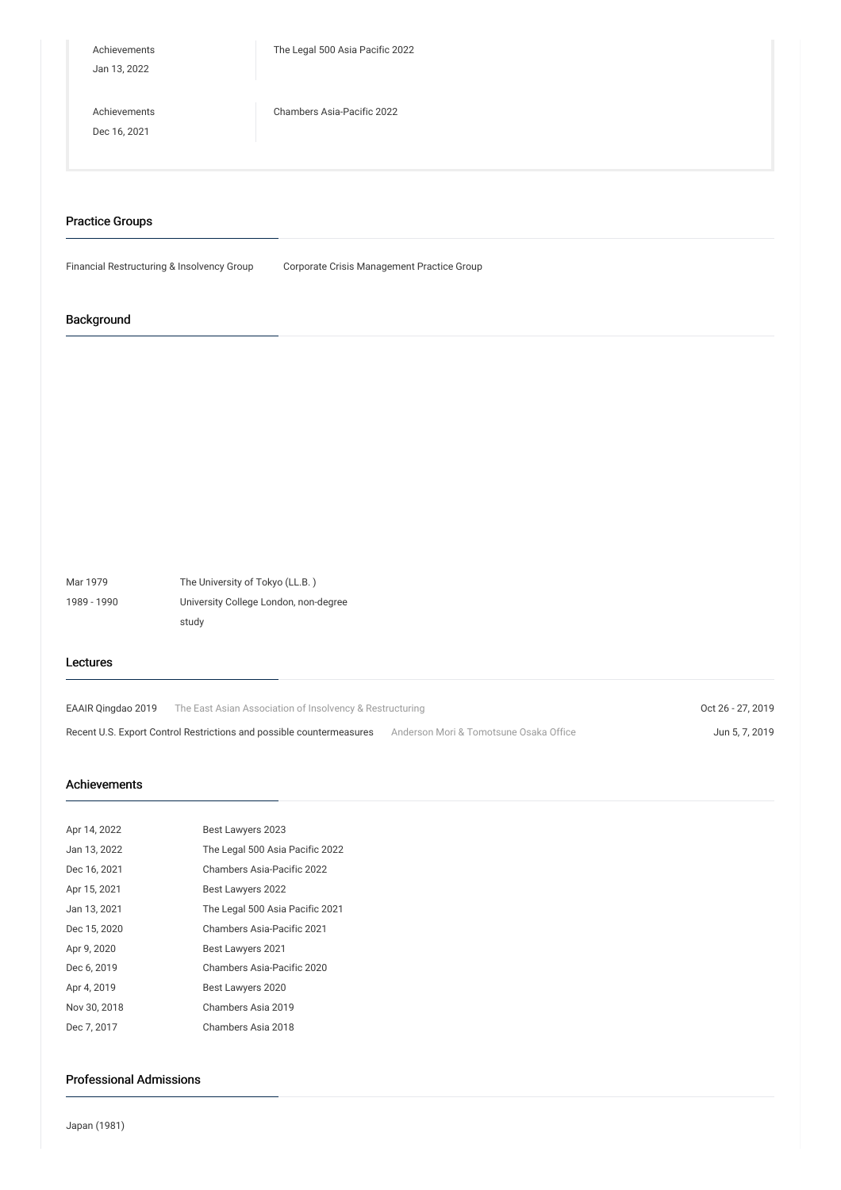| | |
|---|---|
| Achievements<br>Jan 13, 2022 | The Legal 500 Asia Pacific 2022 |
| Achievements<br>Dec 16, 2021 | Chambers Asia-Pacific 2022 |

## Practice Groups

Financial Restructuring & Insolvency Group

Corporate Crisis Management Practice Group

## Background

| | |
|---|---|
| Mar 1979 | The University of Tokyo (LL.B. ) |
| 1989 - 1990 | University College London, non-degree study |

## Lectures

| | | |
|---|---|---|
| EAAIR Qingdao 2019 | The East Asian Association of Insolvency & Restructuring | Oct 26 - 27, 2019 |
| Recent U.S. Export Control Restrictions and possible countermeasures | Anderson Mori & Tomotsune Osaka Office | Jun 5, 7, 2019 |

## Achievements

| | |
|---|---|
| Apr 14, 2022 | Best Lawyers 2023 |
| Jan 13, 2022 | The Legal 500 Asia Pacific 2022 |
| Dec 16, 2021 | Chambers Asia-Pacific 2022 |
| Apr 15, 2021 | Best Lawyers 2022 |
| Jan 13, 2021 | The Legal 500 Asia Pacific 2021 |
| Dec 15, 2020 | Chambers Asia-Pacific 2021 |
| Apr 9, 2020 | Best Lawyers 2021 |
| Dec 6, 2019 | Chambers Asia-Pacific 2020 |
| Apr 4, 2019 | Best Lawyers 2020 |
| Nov 30, 2018 | Chambers Asia 2019 |
| Dec 7, 2017 | Chambers Asia 2018 |

## Professional Admissions

Japan (1981)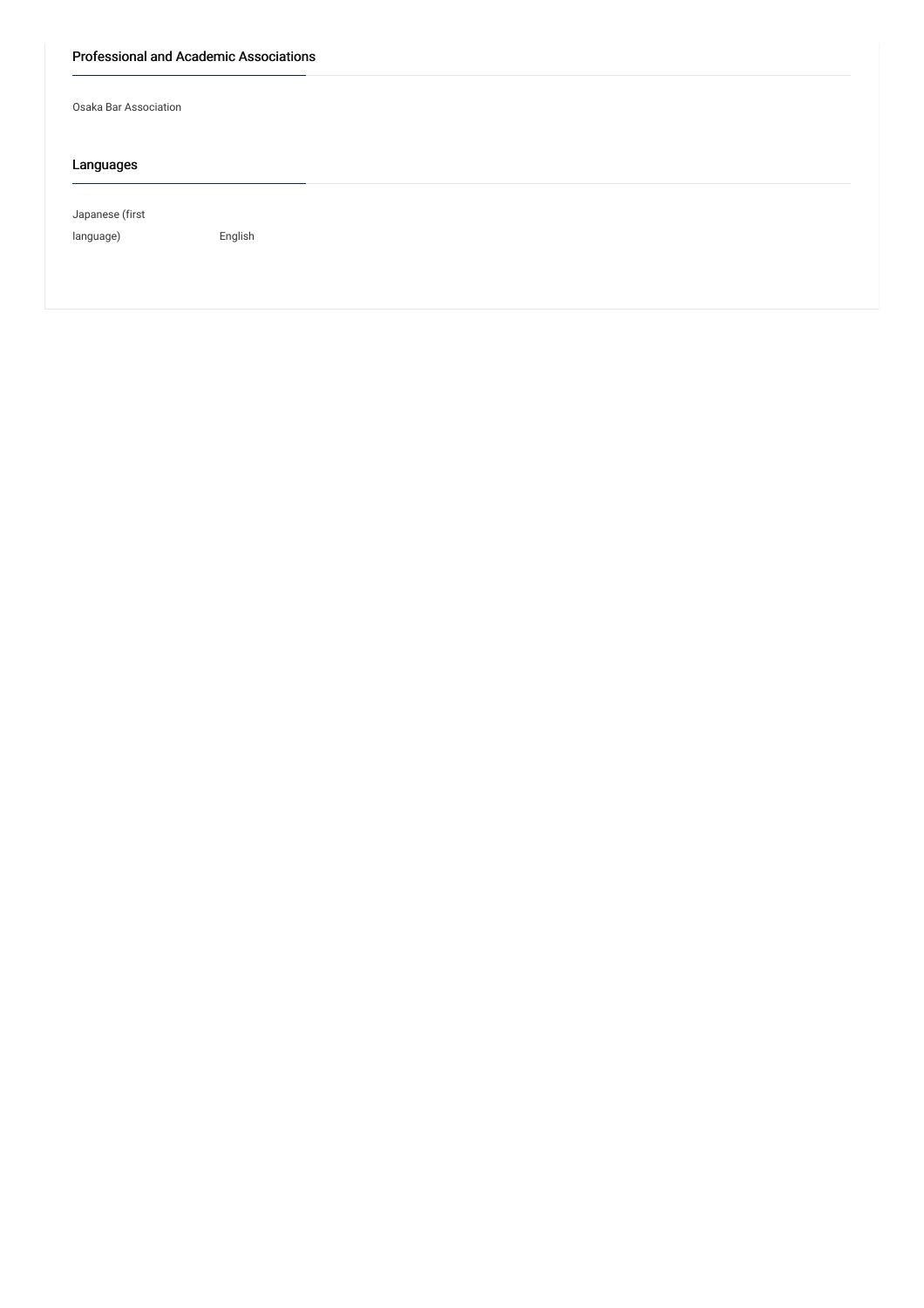## Professional and Academic Associations

Osaka Bar Association

## Languages

Japanese (first language)

English